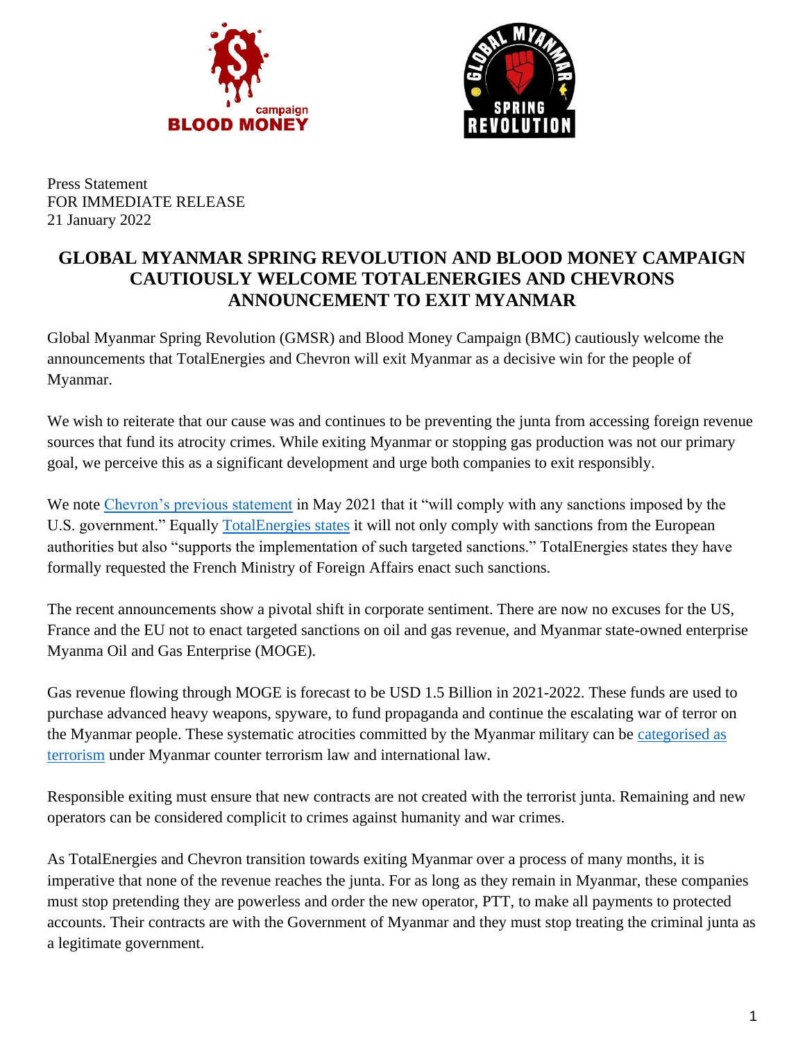Press Statement
FOR IMMEDIATE RELEASE
21 January 2022

# GLOBAL MYANMAR SPRING REVOLUTION AND BLOOD MONEY CAMPAIGN CAUTIOUSLY WELCOME TOTALENERGIES AND CHEVRONS ANNOUNCEMENT TO EXIT MYANMAR

Global Myanmar Spring Revolution (GMSR) and Blood Money Campaign (BMC) cautiously welcome the announcements that TotalEnergies and Chevron will exit Myanmar as a decisive win for the people of Myanmar.

We wish to reiterate that our cause was and continues to be preventing the junta from accessing foreign revenue sources that fund its atrocity crimes. While exiting Myanmar or stopping gas production was not our primary goal, we perceive this as a significant development and urge both companies to exit responsibly.

We note Chevron's previous statement in May 2021 that it "will comply with any sanctions imposed by the U.S. government." Equally TotalEnergies states it will not only comply with sanctions from the European authorities but also "supports the implementation of such targeted sanctions." TotalEnergies states they have formally requested the French Ministry of Foreign Affairs enact such sanctions.

The recent announcements show a pivotal shift in corporate sentiment. There are now no excuses for the US, France and the EU not to enact targeted sanctions on oil and gas revenue, and Myanmar state-owned enterprise Myanma Oil and Gas Enterprise (MOGE).

Gas revenue flowing through MOGE is forecast to be USD 1.5 Billion in 2021-2022. These funds are used to purchase advanced heavy weapons, spyware, to fund propaganda and continue the escalating war of terror on the Myanmar people. These systematic atrocities committed by the Myanmar military can be categorised as terrorism under Myanmar counter terrorism law and international law.

Responsible exiting must ensure that new contracts are not created with the terrorist junta. Remaining and new operators can be considered complicit to crimes against humanity and war crimes.

As TotalEnergies and Chevron transition towards exiting Myanmar over a process of many months, it is imperative that none of the revenue reaches the junta. For as long as they remain in Myanmar, these companies must stop pretending they are powerless and order the new operator, PTT, to make all payments to protected accounts. Their contracts are with the Government of Myanmar and they must stop treating the criminal junta as a legitimate government.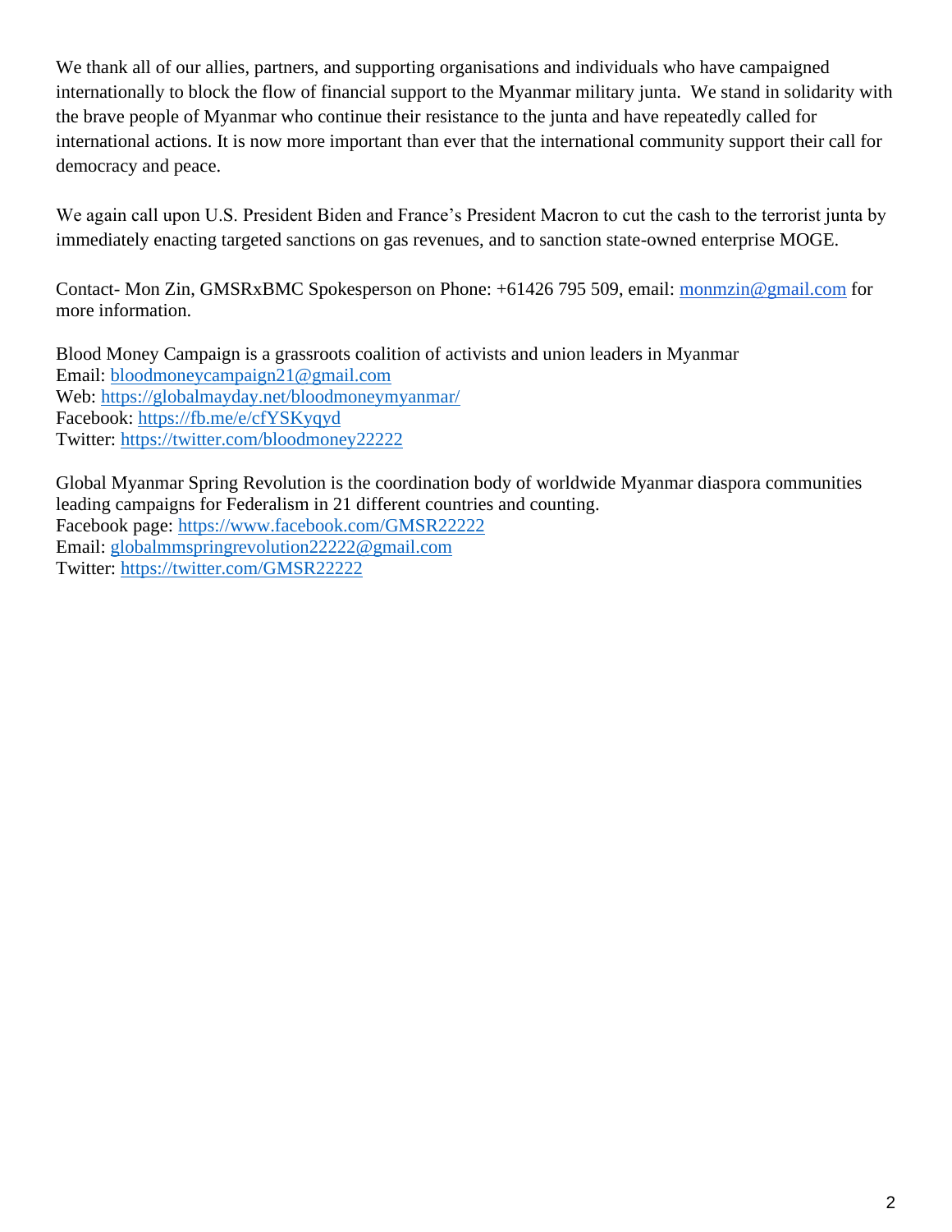We thank all of our allies, partners, and supporting organisations and individuals who have campaigned internationally to block the flow of financial support to the Myanmar military junta. We stand in solidarity with the brave people of Myanmar who continue their resistance to the junta and have repeatedly called for international actions. It is now more important than ever that the international community support their call for democracy and peace.

We again call upon U.S. President Biden and France's President Macron to cut the cash to the terrorist junta by immediately enacting targeted sanctions on gas revenues, and to sanction state-owned enterprise MOGE.

Contact- Mon Zin, GMSRxBMC Spokesperson on Phone: +61426 795 509, email: monmzin@gmail.com for more information.

Blood Money Campaign is a grassroots coalition of activists and union leaders in Myanmar
Email: bloodmoneycampaign21@gmail.com
Web: https://globalmayday.net/bloodmoneymyanmar/
Facebook: https://fb.me/e/cfYSKyqyd
Twitter: https://twitter.com/bloodmoney22222

Global Myanmar Spring Revolution is the coordination body of worldwide Myanmar diaspora communities leading campaigns for Federalism in 21 different countries and counting.
Facebook page: https://www.facebook.com/GMSR22222
Email: globalmmspringrevolution22222@gmail.com
Twitter: https://twitter.com/GMSR22222